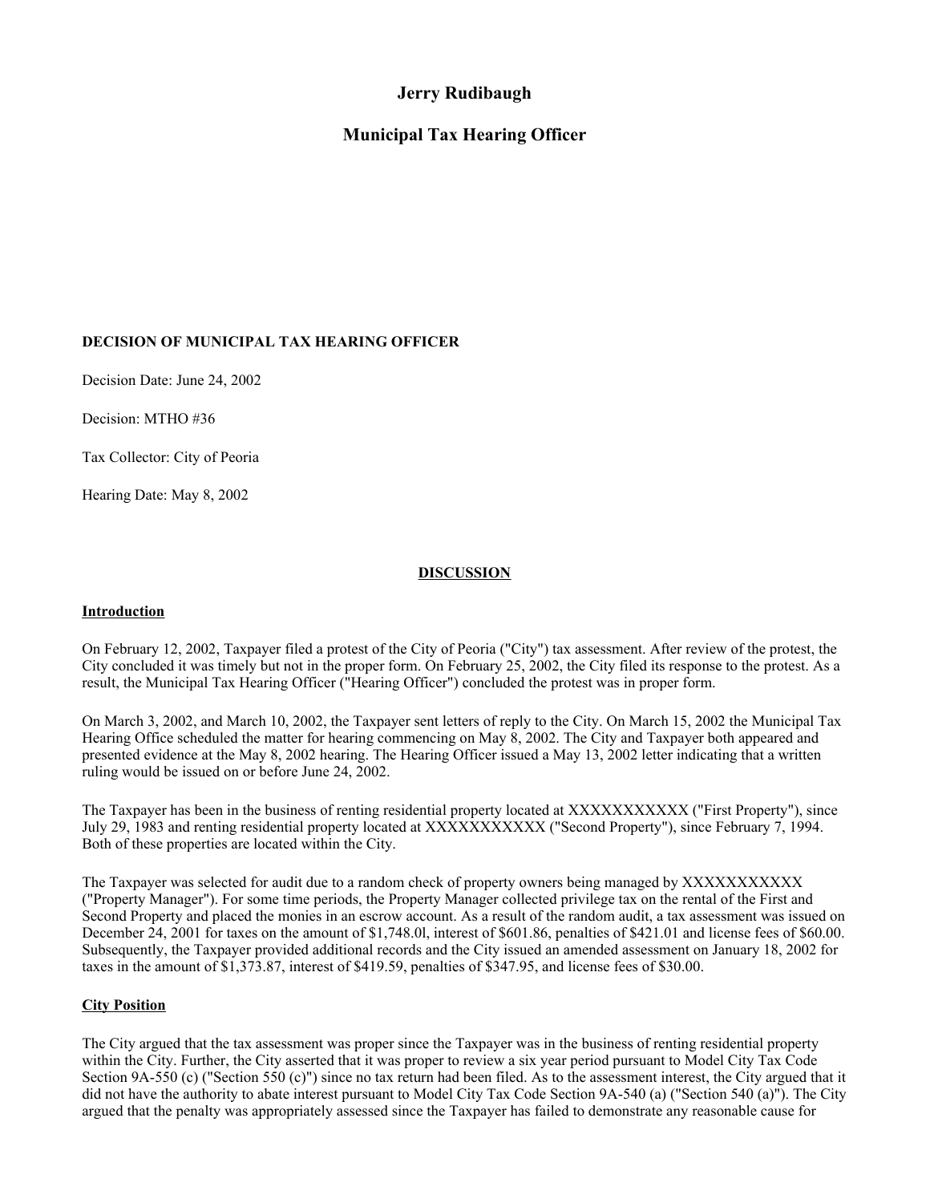# Jerry Rudibaugh

## Municipal Tax Hearing Officer

**DECISION OF MUNICIPAL TAX HEARING OFFICER**

Decision Date: June 24, 2002

Decision: MTHO #36

Tax Collector: City of Peoria

Hearing Date: May 8, 2002

**DISCUSSION**

**Introduction**

On February 12, 2002, Taxpayer filed a protest of the City of Peoria ("City") tax assessment. After review of the protest, the City concluded it was timely but not in the proper form. On February 25, 2002, the City filed its response to the protest. As a result, the Municipal Tax Hearing Officer ("Hearing Officer") concluded the protest was in proper form.

On March 3, 2002, and March 10, 2002, the Taxpayer sent letters of reply to the City. On March 15, 2002 the Municipal Tax Hearing Office scheduled the matter for hearing commencing on May 8, 2002. The City and Taxpayer both appeared and presented evidence at the May 8, 2002 hearing. The Hearing Officer issued a May 13, 2002 letter indicating that a written ruling would be issued on or before June 24, 2002.

The Taxpayer has been in the business of renting residential property located at XXXXXXXXXXX ("First Property"), since July 29, 1983 and renting residential property located at XXXXXXXXXXX ("Second Property"), since February 7, 1994. Both of these properties are located within the City.

The Taxpayer was selected for audit due to a random check of property owners being managed by XXXXXXXXXXX ("Property Manager"). For some time periods, the Property Manager collected privilege tax on the rental of the First and Second Property and placed the monies in an escrow account. As a result of the random audit, a tax assessment was issued on December 24, 2001 for taxes on the amount of $1,748.0l, interest of $601.86, penalties of $421.01 and license fees of $60.00. Subsequently, the Taxpayer provided additional records and the City issued an amended assessment on January 18, 2002 for taxes in the amount of $1,373.87, interest of $419.59, penalties of $347.95, and license fees of $30.00.

**City Position**

The City argued that the tax assessment was proper since the Taxpayer was in the business of renting residential property within the City. Further, the City asserted that it was proper to review a six year period pursuant to Model City Tax Code Section 9A-550 (c) ("Section 550 (c)") since no tax return had been filed. As to the assessment interest, the City argued that it did not have the authority to abate interest pursuant to Model City Tax Code Section 9A-540 (a) ("Section 540 (a)"). The City argued that the penalty was appropriately assessed since the Taxpayer has failed to demonstrate any reasonable cause for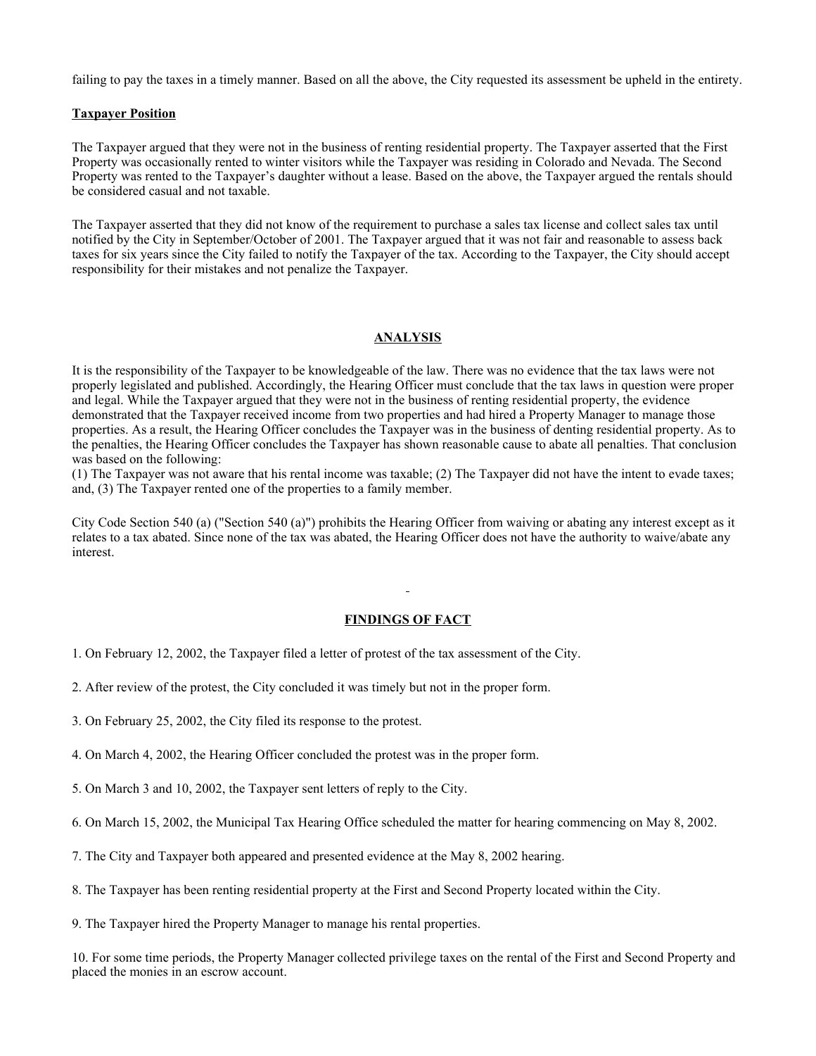failing to pay the taxes in a timely manner. Based on all the above, the City requested its assessment be upheld in the entirety.

**Taxpayer Position**

The Taxpayer argued that they were not in the business of renting residential property. The Taxpayer asserted that the First Property was occasionally rented to winter visitors while the Taxpayer was residing in Colorado and Nevada. The Second Property was rented to the Taxpayer's daughter without a lease. Based on the above, the Taxpayer argued the rentals should be considered casual and not taxable.

The Taxpayer asserted that they did not know of the requirement to purchase a sales tax license and collect sales tax until notified by the City in September/October of 2001. The Taxpayer argued that it was not fair and reasonable to assess back taxes for six years since the City failed to notify the Taxpayer of the tax. According to the Taxpayer, the City should accept responsibility for their mistakes and not penalize the Taxpayer.

## ANALYSIS

It is the responsibility of the Taxpayer to be knowledgeable of the law. There was no evidence that the tax laws were not properly legislated and published. Accordingly, the Hearing Officer must conclude that the tax laws in question were proper and legal. While the Taxpayer argued that they were not in the business of renting residential property, the evidence demonstrated that the Taxpayer received income from two properties and had hired a Property Manager to manage those properties. As a result, the Hearing Officer concludes the Taxpayer was in the business of denting residential property. As to the penalties, the Hearing Officer concludes the Taxpayer has shown reasonable cause to abate all penalties. That conclusion was based on the following:
(1) The Taxpayer was not aware that his rental income was taxable; (2) The Taxpayer did not have the intent to evade taxes; and, (3) The Taxpayer rented one of the properties to a family member.

City Code Section 540 (a) ("Section 540 (a)") prohibits the Hearing Officer from waiving or abating any interest except as it relates to a tax abated. Since none of the tax was abated, the Hearing Officer does not have the authority to waive/abate any interest.

## FINDINGS OF FACT

1. On February 12, 2002, the Taxpayer filed a letter of protest of the tax assessment of the City.

2. After review of the protest, the City concluded it was timely but not in the proper form.

3. On February 25, 2002, the City filed its response to the protest.

4. On March 4, 2002, the Hearing Officer concluded the protest was in the proper form.

5. On March 3 and 10, 2002, the Taxpayer sent letters of reply to the City.

6. On March 15, 2002, the Municipal Tax Hearing Office scheduled the matter for hearing commencing on May 8, 2002.

7. The City and Taxpayer both appeared and presented evidence at the May 8, 2002 hearing.

8. The Taxpayer has been renting residential property at the First and Second Property located within the City.

9. The Taxpayer hired the Property Manager to manage his rental properties.

10. For some time periods, the Property Manager collected privilege taxes on the rental of the First and Second Property and placed the monies in an escrow account.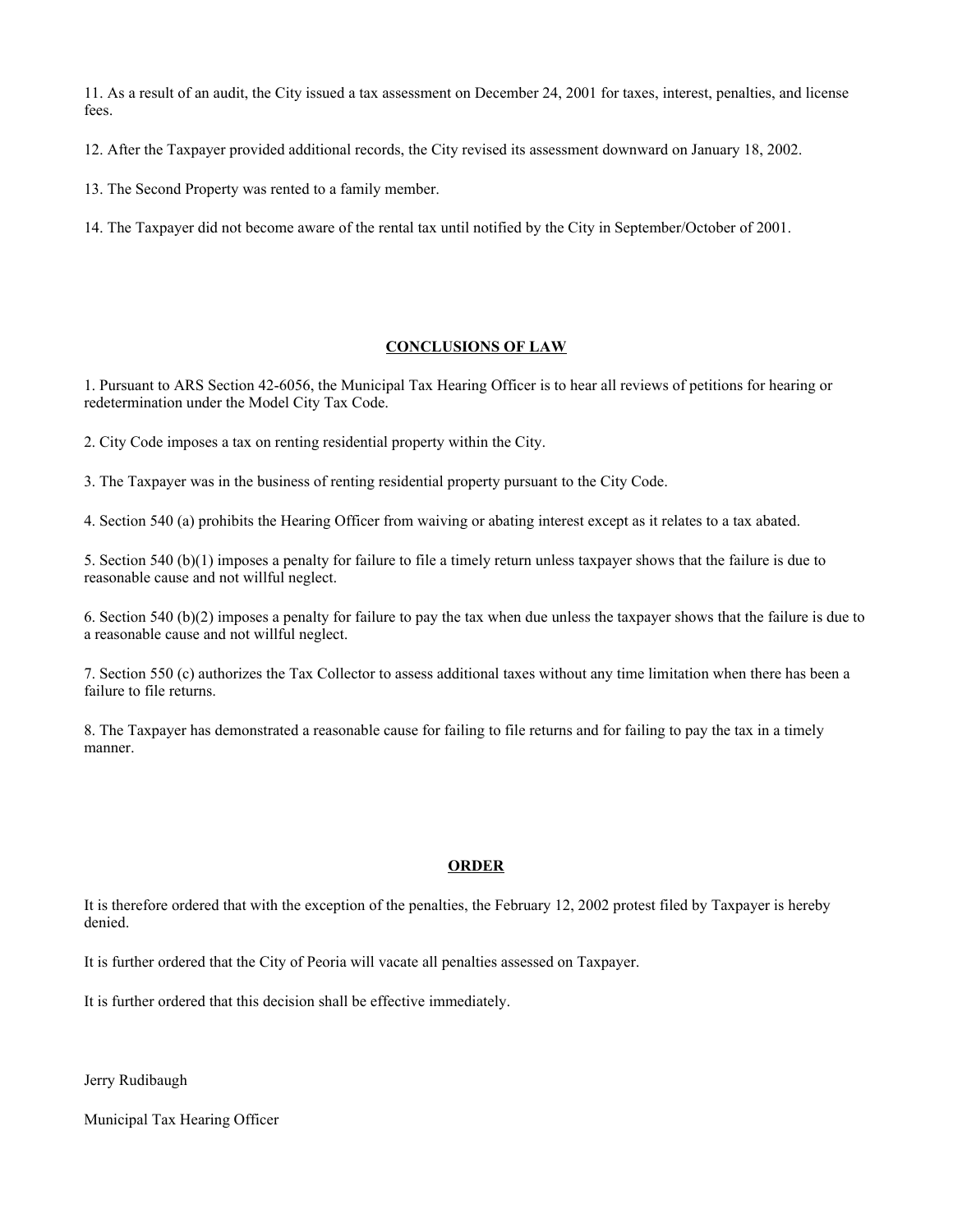11. As a result of an audit, the City issued a tax assessment on December 24, 2001 for taxes, interest, penalties, and license fees.

12. After the Taxpayer provided additional records, the City revised its assessment downward on January 18, 2002.

13. The Second Property was rented to a family member.

14. The Taxpayer did not become aware of the rental tax until notified by the City in September/October of 2001.

## **CONCLUSIONS OF LAW**

1. Pursuant to ARS Section 42-6056, the Municipal Tax Hearing Officer is to hear all reviews of petitions for hearing or redetermination under the Model City Tax Code.

2. City Code imposes a tax on renting residential property within the City.

3. The Taxpayer was in the business of renting residential property pursuant to the City Code.

4. Section 540 (a) prohibits the Hearing Officer from waiving or abating interest except as it relates to a tax abated.

5. Section 540 (b)(1) imposes a penalty for failure to file a timely return unless taxpayer shows that the failure is due to reasonable cause and not willful neglect.

6. Section 540 (b)(2) imposes a penalty for failure to pay the tax when due unless the taxpayer shows that the failure is due to a reasonable cause and not willful neglect.

7. Section 550 (c) authorizes the Tax Collector to assess additional taxes without any time limitation when there has been a failure to file returns.

8. The Taxpayer has demonstrated a reasonable cause for failing to file returns and for failing to pay the tax in a timely manner.

## **ORDER**

It is therefore ordered that with the exception of the penalties, the February 12, 2002 protest filed by Taxpayer is hereby denied.

It is further ordered that the City of Peoria will vacate all penalties assessed on Taxpayer.

It is further ordered that this decision shall be effective immediately.

Jerry Rudibaugh

Municipal Tax Hearing Officer